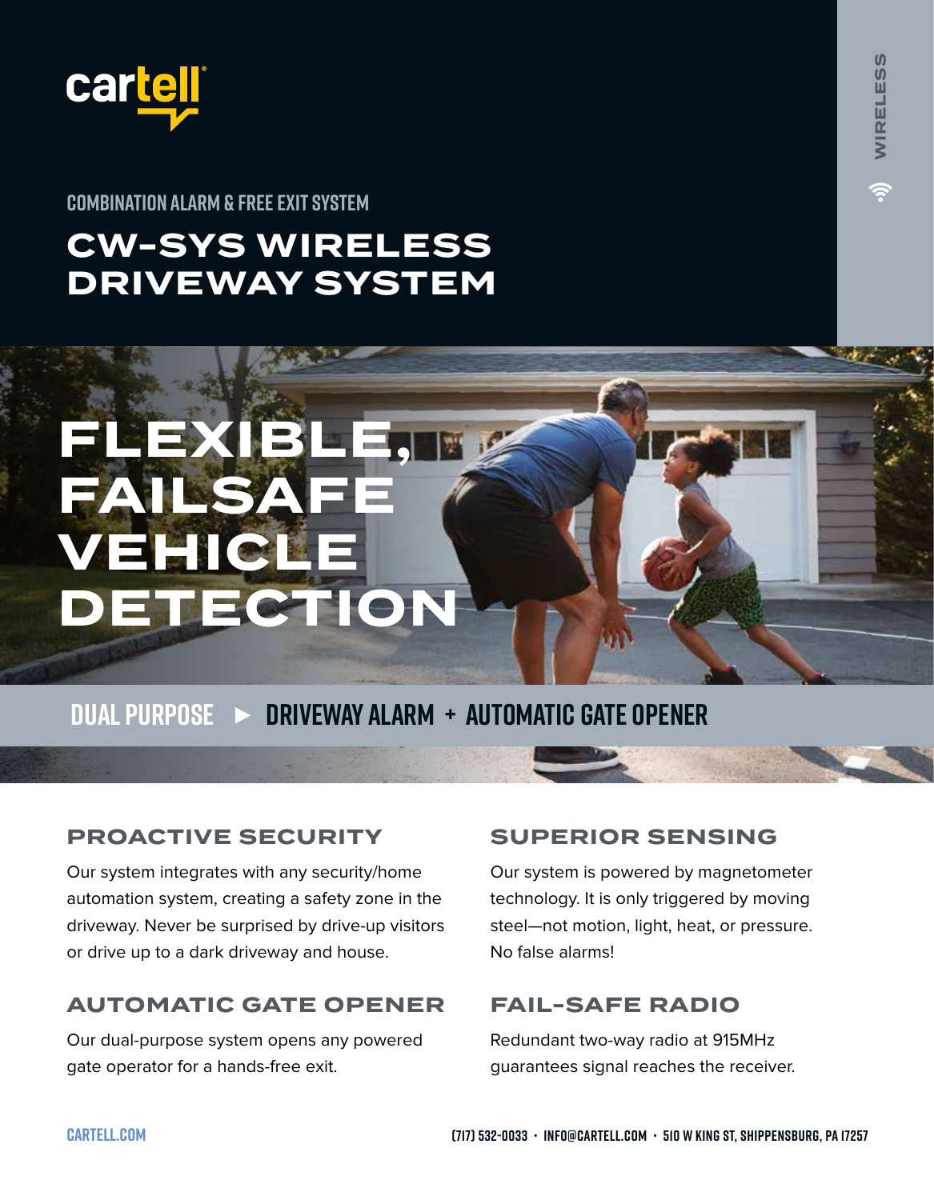cartell

WIRELESS

COMBINATION ALARM & FREE EXIT SYSTEM

# CW-SYS WIRELESS DRIVEWAY SYSTEM

## FLEXIBLE, FAILSAFE VEHICLE DETECTION

DUAL PURPOSE ► DRIVEWAY ALARM + AUTOMATIC GATE OPENER

### PROACTIVE SECURITY

Our system integrates with any security/home automation system, creating a safety zone in the driveway. Never be surprised by drive-up visitors or drive up to a dark driveway and house.

### AUTOMATIC GATE OPENER

Our dual-purpose system opens any powered gate operator for a hands-free exit.

### SUPERIOR SENSING

Our system is powered by magnetometer technology. It is only triggered by moving steel—not motion, light, heat, or pressure. No false alarms!

### FAIL-SAFE RADIO

Redundant two-way radio at 915MHz guarantees signal reaches the receiver.

CARTELL.COM

(717) 532-0033 · INFO@CARTELL.COM · 510 W KING ST, SHIPPENSBURG, PA 17257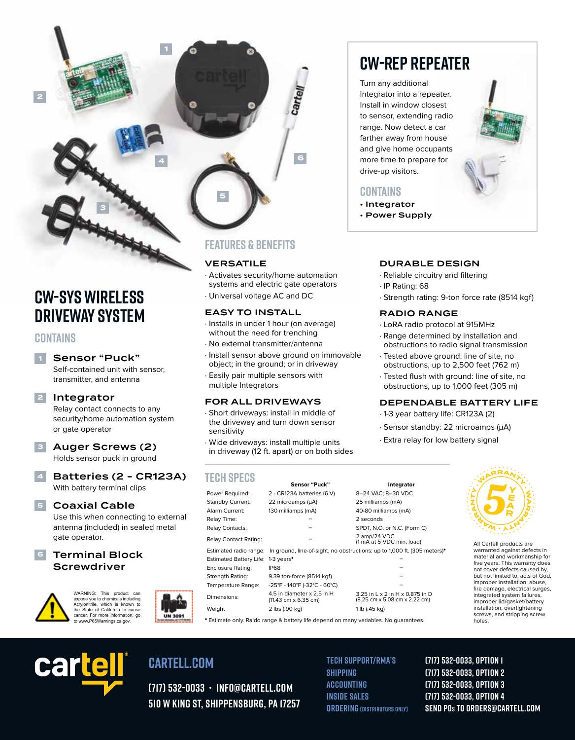# CW-REP REPEATER

Turn any additional Integrator into a repeater. Install in window closest to sensor, extending radio range. Now detect a car farther away from house and give home occupants more time to prepare for drive-up visitors.

## CONTAINS

- Integrator
- Power Supply

# CW-SYS WIRELESS DRIVEWAY SYSTEM

## CONTAINS

1. **Sensor "Puck"**
   Self-contained unit with sensor, transmitter, and antenna
2. **Integrator**
   Relay contact connects to any security/home automation system or gate operator
3. **Auger Screws (2)**
   Holds sensor puck in ground
4. **Batteries (2 - CR123A)**
   With battery terminal clips
5. **Coaxial Cable**
   Use this when connecting to external antenna (included) in sealed metal gate operator.
6. **Terminal Block Screwdriver**

WARNING: This product can expose you to chemicals including Acrylonitrile, which is known to the State of California to cause cancer. For more information, go to www.P65Warnings.ca.gov.

UN 3091

## FEATURES & BENEFITS

### VERSATILE

- Activates security/home automation systems and electric gate operators
- Universal voltage AC and DC

### EASY TO INSTALL

- Installs in under 1 hour (on average) without the need for trenching
- No external transmitter/antenna
- Install sensor above ground on immovable object; in the ground; or in driveway
- Easily pair multiple sensors with multiple Integrators

### FOR ALL DRIVEWAYS

- Short driveways: install in middle of the driveway and turn down sensor sensitivity
- Wide driveways: install multiple units in driveway (12 ft. apart) or on both sides

### DURABLE DESIGN

- Reliable circuitry and filtering
- IP Rating: 68
- Strength rating: 9-ton force rate (8514 kgf)

### RADIO RANGE

- LoRA radio protocol at 915MHz
- Range determined by installation and obstructions to radio signal transmission
- Tested above ground: line of site, no obstructions, up to 2,500 feet (762 m)
- Tested flush with ground: line of site, no obstructions, up to 1,000 feet (305 m)

### DEPENDABLE BATTERY LIFE

- 1-3 year battery life: CR123A (2)
- Sensor standby: 22 microamps (µA)
- Extra relay for low battery signal

## TECH SPECS

| | Sensor "Puck" | Integrator |
|---|---|---|
| Power Required: | 2 - CR123A batteries (6 V) | 8–24 VAC; 8–30 VDC |
| Standby Current: | 22 microamps (µA) | 25 milliamps (mA) |
| Alarm Current: | 130 milliamps (mA) | 40-80 milliamps (mA) |
| Relay Time: | – | 2 seconds |
| Relay Contacts: | – | SPDT, N.O. or N.C. (Form C) |
| Relay Contact Rating: | – | 2 amp/24 VDC (1 mA at 5 VDC min. load) |
| Estimated radio range: | In ground, line-of-sight, no obstructions: up to 1,000 ft. (305 meters)* | |
| Estimated Battery Life: | 1-3 years* | – |
| Enclosure Rating: | IP68 | – |
| Strength Rating: | 9.39 ton-force (8514 kgf) | – |
| Temperature Range: | -25°F - 140°F (-32°C - 60°C) | – |
| Dimensions: | 4.5 in diameter x 2.5 in H (11.43 cm x 6.35 cm) | 3.25 in L x 2 in H x 0.875 in D (8.25 cm x 5.08 cm x 2.22 cm) |
| Weight | 2 lbs (.90 kg) | 1 lb (.45 kg) |

* Estimate only. Raido range & battery life depend on many variables. No guarantees.

5 YEAR WARRANTY

All Cartell products are warranted against defects in material and workmanship for five years. This warranty does not cover defects caused by, but not limited to: acts of God, improper installation, abuse, fire damage, electrical surges, integrated system failures, improper lid/gasket/battery installation, overtightening screws, and stripping screw holes.

cartell

CARTELL.COM

(717) 532-0033 · INFO@CARTELL.COM
510 W KING ST, SHIPPENSBURG, PA 17257

| | |
|---|---|
| TECH SUPPORT/RMA'S | (717) 532-0033, OPTION 1 |
| SHIPPING | (717) 532-0033, OPTION 2 |
| ACCOUNTING | (717) 532-0033, OPTION 3 |
| INSIDE SALES | (717) 532-0033, OPTION 4 |
| ORDERING (DISTRIBUTORS ONLY) | SEND POs TO ORDERS@CARTELL.COM |